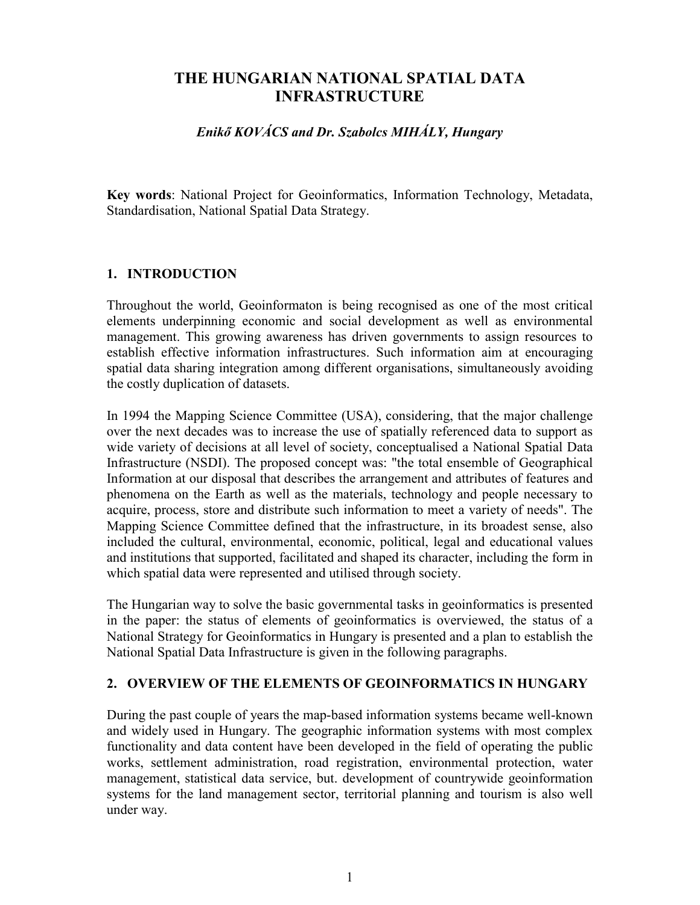# THE HUNGARIAN NATIONAL SPATIAL DATA INFRASTRUCTURE

***Enikő KOVÁCS and Dr. Szabolcs MIHÁLY, Hungary***

**Key words**: National Project for Geoinformatics, Information Technology, Metadata, Standardisation, National Spatial Data Strategy.

## 1. INTRODUCTION

Throughout the world, Geoinformaton is being recognised as one of the most critical elements underpinning economic and social development as well as environmental management. This growing awareness has driven governments to assign resources to establish effective information infrastructures. Such information aim at encouraging spatial data sharing integration among different organisations, simultaneously avoiding the costly duplication of datasets.

In 1994 the Mapping Science Committee (USA), considering, that the major challenge over the next decades was to increase the use of spatially referenced data to support as wide variety of decisions at all level of society, conceptualised a National Spatial Data Infrastructure (NSDI). The proposed concept was: "the total ensemble of Geographical Information at our disposal that describes the arrangement and attributes of features and phenomena on the Earth as well as the materials, technology and people necessary to acquire, process, store and distribute such information to meet a variety of needs". The Mapping Science Committee defined that the infrastructure, in its broadest sense, also included the cultural, environmental, economic, political, legal and educational values and institutions that supported, facilitated and shaped its character, including the form in which spatial data were represented and utilised through society.

The Hungarian way to solve the basic governmental tasks in geoinformatics is presented in the paper: the status of elements of geoinformatics is overviewed, the status of a National Strategy for Geoinformatics in Hungary is presented and a plan to establish the National Spatial Data Infrastructure is given in the following paragraphs.

## 2. OVERVIEW OF THE ELEMENTS OF GEOINFORMATICS IN HUNGARY

During the past couple of years the map-based information systems became well-known and widely used in Hungary. The geographic information systems with most complex functionality and data content have been developed in the field of operating the public works, settlement administration, road registration, environmental protection, water management, statistical data service, but. development of countrywide geoinformation systems for the land management sector, territorial planning and tourism is also well under way.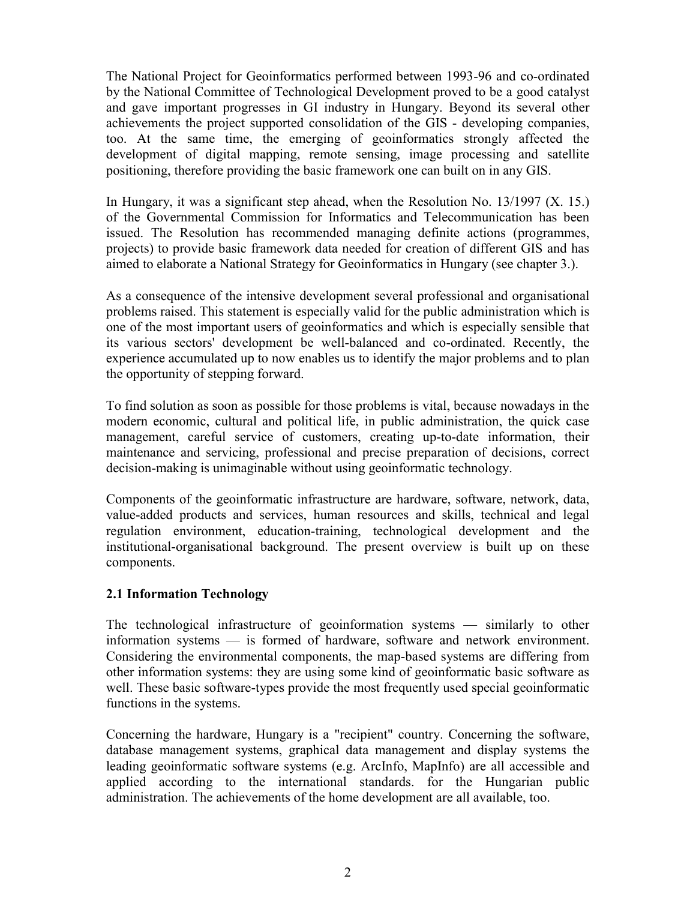The National Project for Geoinformatics performed between 1993-96 and co-ordinated by the National Committee of Technological Development proved to be a good catalyst and gave important progresses in GI industry in Hungary. Beyond its several other achievements the project supported consolidation of the GIS - developing companies, too. At the same time, the emerging of geoinformatics strongly affected the development of digital mapping, remote sensing, image processing and satellite positioning, therefore providing the basic framework one can built on in any GIS.

In Hungary, it was a significant step ahead, when the Resolution No. 13/1997 (X. 15.) of the Governmental Commission for Informatics and Telecommunication has been issued. The Resolution has recommended managing definite actions (programmes, projects) to provide basic framework data needed for creation of different GIS and has aimed to elaborate a National Strategy for Geoinformatics in Hungary (see chapter 3.).

As a consequence of the intensive development several professional and organisational problems raised. This statement is especially valid for the public administration which is one of the most important users of geoinformatics and which is especially sensible that its various sectors' development be well-balanced and co-ordinated. Recently, the experience accumulated up to now enables us to identify the major problems and to plan the opportunity of stepping forward.

To find solution as soon as possible for those problems is vital, because nowadays in the modern economic, cultural and political life, in public administration, the quick case management, careful service of customers, creating up-to-date information, their maintenance and servicing, professional and precise preparation of decisions, correct decision-making is unimaginable without using geoinformatic technology.

Components of the geoinformatic infrastructure are hardware, software, network, data, value-added products and services, human resources and skills, technical and legal regulation environment, education-training, technological development and the institutional-organisational background. The present overview is built up on these components.

### 2.1 Information Technology

The technological infrastructure of geoinformation systems — similarly to other information systems — is formed of hardware, software and network environment. Considering the environmental components, the map-based systems are differing from other information systems: they are using some kind of geoinformatic basic software as well. These basic software-types provide the most frequently used special geoinformatic functions in the systems.

Concerning the hardware, Hungary is a "recipient" country. Concerning the software, database management systems, graphical data management and display systems the leading geoinformatic software systems (e.g. ArcInfo, MapInfo) are all accessible and applied according to the international standards. for the Hungarian public administration. The achievements of the home development are all available, too.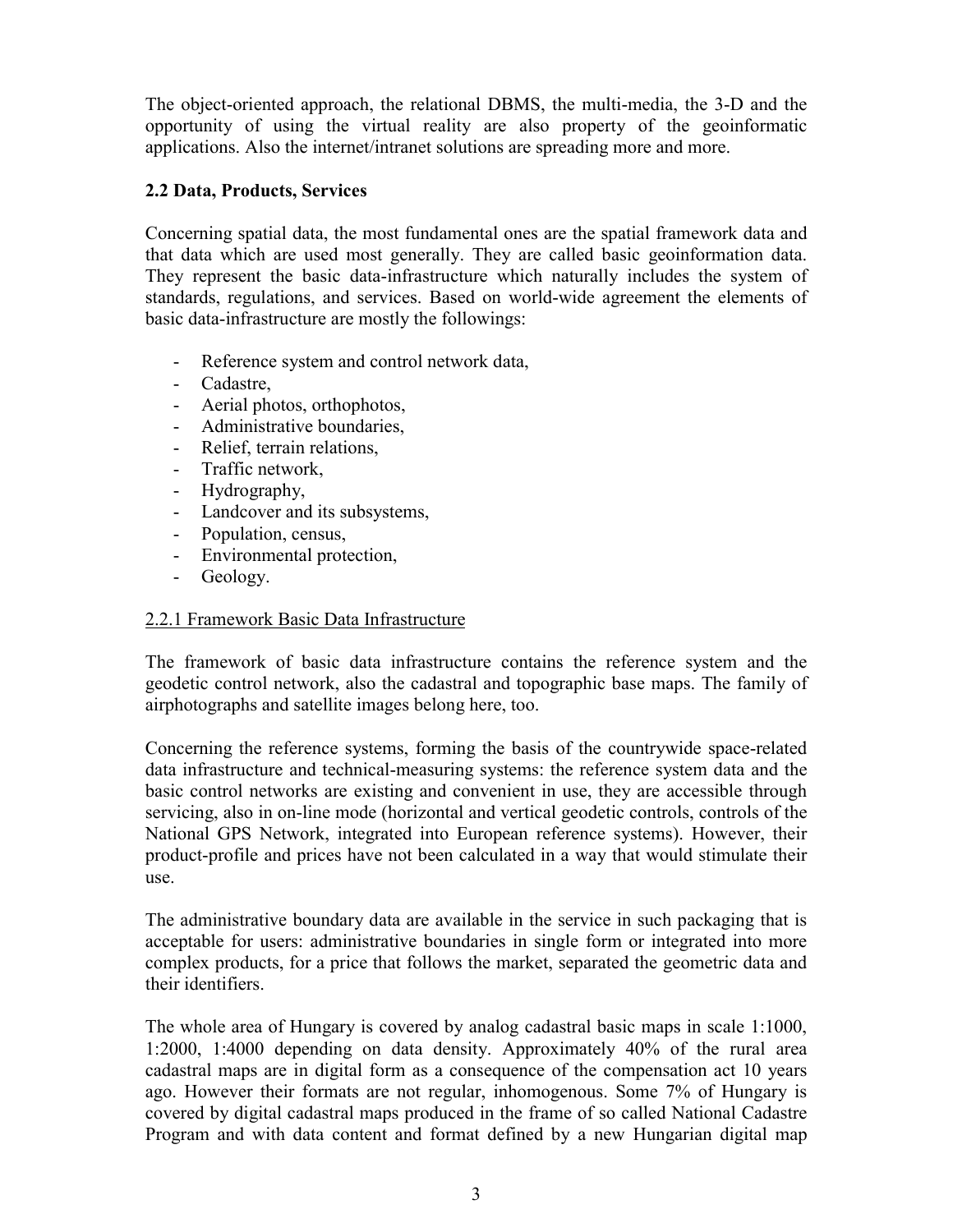The object-oriented approach, the relational DBMS, the multi-media, the 3-D and the opportunity of using the virtual reality are also property of the geoinformatic applications. Also the internet/intranet solutions are spreading more and more.

### 2.2 Data, Products, Services

Concerning spatial data, the most fundamental ones are the spatial framework data and that data which are used most generally. They are called basic geoinformation data. They represent the basic data-infrastructure which naturally includes the system of standards, regulations, and services. Based on world-wide agreement the elements of basic data-infrastructure are mostly the followings:

- Reference system and control network data,
- Cadastre,
- Aerial photos, orthophotos,
- Administrative boundaries,
- Relief, terrain relations,
- Traffic network,
- Hydrography,
- Landcover and its subsystems,
- Population, census,
- Environmental protection,
- Geology.

#### 2.2.1 Framework Basic Data Infrastructure

The framework of basic data infrastructure contains the reference system and the geodetic control network, also the cadastral and topographic base maps. The family of airphotographs and satellite images belong here, too.

Concerning the reference systems, forming the basis of the countrywide space-related data infrastructure and technical-measuring systems: the reference system data and the basic control networks are existing and convenient in use, they are accessible through servicing, also in on-line mode (horizontal and vertical geodetic controls, controls of the National GPS Network, integrated into European reference systems). However, their product-profile and prices have not been calculated in a way that would stimulate their use.

The administrative boundary data are available in the service in such packaging that is acceptable for users: administrative boundaries in single form or integrated into more complex products, for a price that follows the market, separated the geometric data and their identifiers.

The whole area of Hungary is covered by analog cadastral basic maps in scale 1:1000, 1:2000, 1:4000 depending on data density. Approximately 40% of the rural area cadastral maps are in digital form as a consequence of the compensation act 10 years ago. However their formats are not regular, inhomogenous. Some 7% of Hungary is covered by digital cadastral maps produced in the frame of so called National Cadastre Program and with data content and format defined by a new Hungarian digital map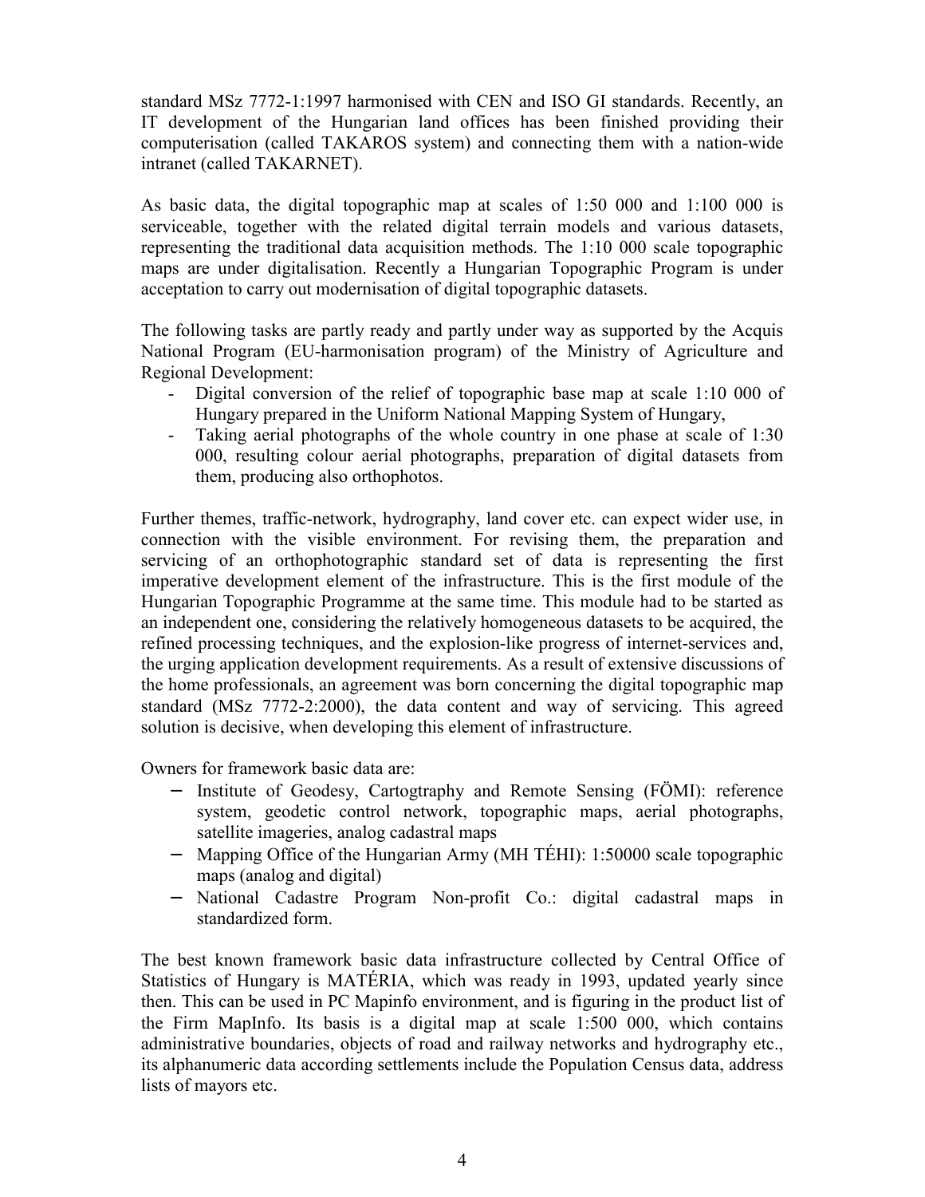standard MSz 7772-1:1997 harmonised with CEN and ISO GI standards. Recently, an IT development of the Hungarian land offices has been finished providing their computerisation (called TAKAROS system) and connecting them with a nation-wide intranet (called TAKARNET).

As basic data, the digital topographic map at scales of 1:50 000 and 1:100 000 is serviceable, together with the related digital terrain models and various datasets, representing the traditional data acquisition methods. The 1:10 000 scale topographic maps are under digitalisation. Recently a Hungarian Topographic Program is under acceptation to carry out modernisation of digital topographic datasets.

The following tasks are partly ready and partly under way as supported by the Acquis National Program (EU-harmonisation program) of the Ministry of Agriculture and Regional Development:

- Digital conversion of the relief of topographic base map at scale 1:10 000 of Hungary prepared in the Uniform National Mapping System of Hungary,
- Taking aerial photographs of the whole country in one phase at scale of 1:30 000, resulting colour aerial photographs, preparation of digital datasets from them, producing also orthophotos.

Further themes, traffic-network, hydrography, land cover etc. can expect wider use, in connection with the visible environment. For revising them, the preparation and servicing of an orthophotographic standard set of data is representing the first imperative development element of the infrastructure. This is the first module of the Hungarian Topographic Programme at the same time. This module had to be started as an independent one, considering the relatively homogeneous datasets to be acquired, the refined processing techniques, and the explosion-like progress of internet-services and, the urging application development requirements. As a result of extensive discussions of the home professionals, an agreement was born concerning the digital topographic map standard (MSz 7772-2:2000), the data content and way of servicing. This agreed solution is decisive, when developing this element of infrastructure.

Owners for framework basic data are:

- Institute of Geodesy, Cartogtraphy and Remote Sensing (FÖMI): reference system, geodetic control network, topographic maps, aerial photographs, satellite imageries, analog cadastral maps
- Mapping Office of the Hungarian Army (MH TÉHI): 1:50000 scale topographic maps (analog and digital)
- National Cadastre Program Non-profit Co.: digital cadastral maps in standardized form.

The best known framework basic data infrastructure collected by Central Office of Statistics of Hungary is MATÉRIA, which was ready in 1993, updated yearly since then. This can be used in PC Mapinfo environment, and is figuring in the product list of the Firm MapInfo. Its basis is a digital map at scale 1:500 000, which contains administrative boundaries, objects of road and railway networks and hydrography etc., its alphanumeric data according settlements include the Population Census data, address lists of mayors etc.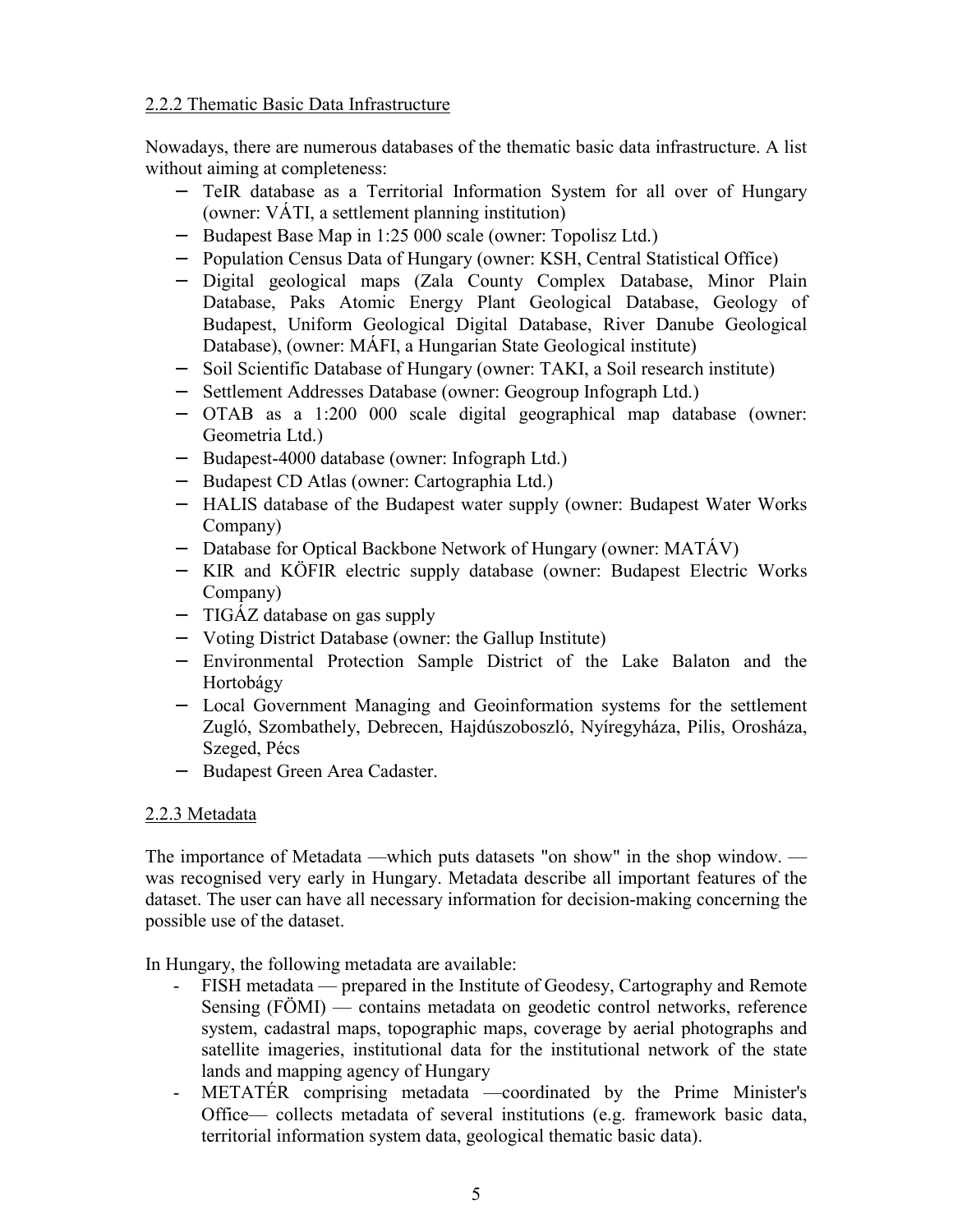### 2.2.2 Thematic Basic Data Infrastructure

Nowadays, there are numerous databases of the thematic basic data infrastructure. A list without aiming at completeness:

- TeIR database as a Territorial Information System for all over of Hungary (owner: VÁTI, a settlement planning institution)
- Budapest Base Map in 1:25 000 scale (owner: Topolisz Ltd.)
- Population Census Data of Hungary (owner: KSH, Central Statistical Office)
- Digital geological maps (Zala County Complex Database, Minor Plain Database, Paks Atomic Energy Plant Geological Database, Geology of Budapest, Uniform Geological Digital Database, River Danube Geological Database), (owner: MÁFI, a Hungarian State Geological institute)
- Soil Scientific Database of Hungary (owner: TAKI, a Soil research institute)
- Settlement Addresses Database (owner: Geogroup Infograph Ltd.)
- OTAB as a 1:200 000 scale digital geographical map database (owner: Geometria Ltd.)
- Budapest-4000 database (owner: Infograph Ltd.)
- Budapest CD Atlas (owner: Cartographia Ltd.)
- HALIS database of the Budapest water supply (owner: Budapest Water Works Company)
- Database for Optical Backbone Network of Hungary (owner: MATÁV)
- KIR and KÖFIR electric supply database (owner: Budapest Electric Works Company)
- TIGÁZ database on gas supply
- Voting District Database (owner: the Gallup Institute)
- Environmental Protection Sample District of the Lake Balaton and the Hortobágy
- Local Government Managing and Geoinformation systems for the settlement Zugló, Szombathely, Debrecen, Hajdúszoboszló, Nyíregyháza, Pilis, Orosháza, Szeged, Pécs
- Budapest Green Area Cadaster.

### 2.2.3 Metadata

The importance of Metadata —which puts datasets "on show" in the shop window. — was recognised very early in Hungary. Metadata describe all important features of the dataset. The user can have all necessary information for decision-making concerning the possible use of the dataset.

In Hungary, the following metadata are available:

- FISH metadata — prepared in the Institute of Geodesy, Cartography and Remote Sensing (FÖMI) — contains metadata on geodetic control networks, reference system, cadastral maps, topographic maps, coverage by aerial photographs and satellite imageries, institutional data for the institutional network of the state lands and mapping agency of Hungary
- METATÉR comprising metadata —coordinated by the Prime Minister's Office— collects metadata of several institutions (e.g. framework basic data, territorial information system data, geological thematic basic data).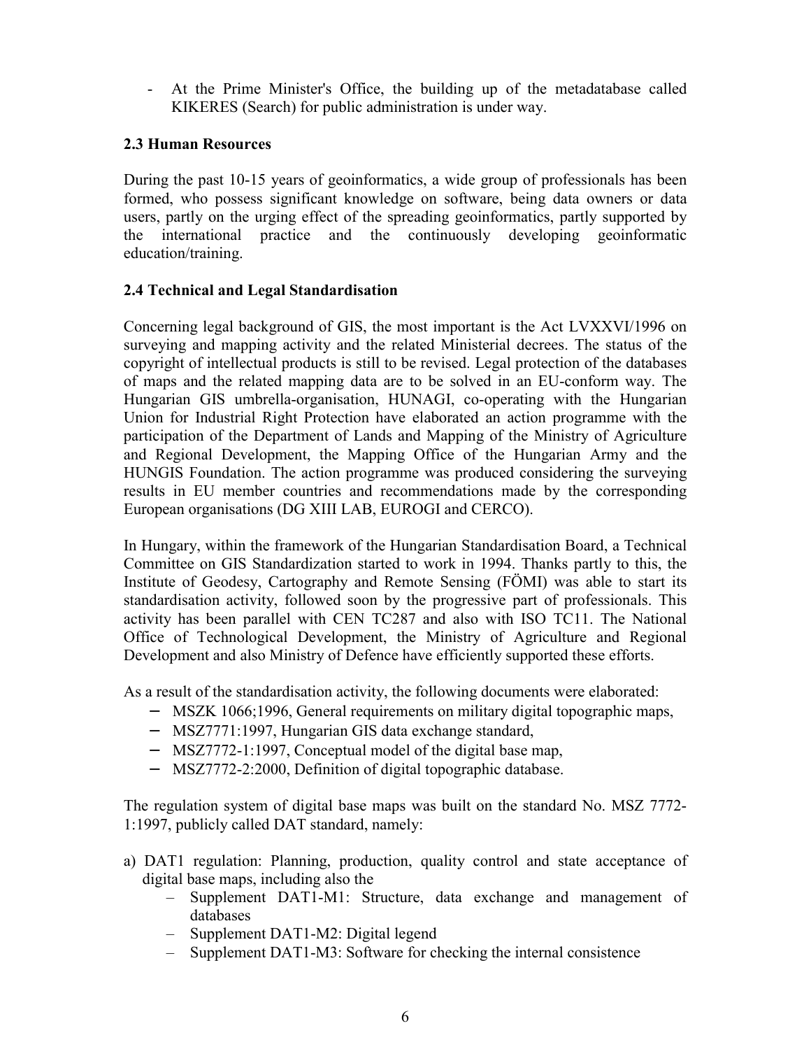- At the Prime Minister's Office, the building up of the metadatabase called KIKERES (Search) for public administration is under way.

### 2.3 Human Resources

During the past 10-15 years of geoinformatics, a wide group of professionals has been formed, who possess significant knowledge on software, being data owners or data users, partly on the urging effect of the spreading geoinformatics, partly supported by the international practice and the continuously developing geoinformatic education/training.

### 2.4 Technical and Legal Standardisation

Concerning legal background of GIS, the most important is the Act LVXXVI/1996 on surveying and mapping activity and the related Ministerial decrees. The status of the copyright of intellectual products is still to be revised. Legal protection of the databases of maps and the related mapping data are to be solved in an EU-conform way. The Hungarian GIS umbrella-organisation, HUNAGI, co-operating with the Hungarian Union for Industrial Right Protection have elaborated an action programme with the participation of the Department of Lands and Mapping of the Ministry of Agriculture and Regional Development, the Mapping Office of the Hungarian Army and the HUNGIS Foundation. The action programme was produced considering the surveying results in EU member countries and recommendations made by the corresponding European organisations (DG XIII LAB, EUROGI and CERCO).

In Hungary, within the framework of the Hungarian Standardisation Board, a Technical Committee on GIS Standardization started to work in 1994. Thanks partly to this, the Institute of Geodesy, Cartography and Remote Sensing (FÖMI) was able to start its standardisation activity, followed soon by the progressive part of professionals. This activity has been parallel with CEN TC287 and also with ISO TC11. The National Office of Technological Development, the Ministry of Agriculture and Regional Development and also Ministry of Defence have efficiently supported these efforts.

As a result of the standardisation activity, the following documents were elaborated:

- MSZK 1066;1996, General requirements on military digital topographic maps,
- MSZ7771:1997, Hungarian GIS data exchange standard,
- MSZ7772-1:1997, Conceptual model of the digital base map,
- MSZ7772-2:2000, Definition of digital topographic database.

The regulation system of digital base maps was built on the standard No. MSZ 7772-1:1997, publicly called DAT standard, namely:

a) DAT1 regulation: Planning, production, quality control and state acceptance of digital base maps, including also the
   - Supplement DAT1-M1: Structure, data exchange and management of databases
   - Supplement DAT1-M2: Digital legend
   - Supplement DAT1-M3: Software for checking the internal consistence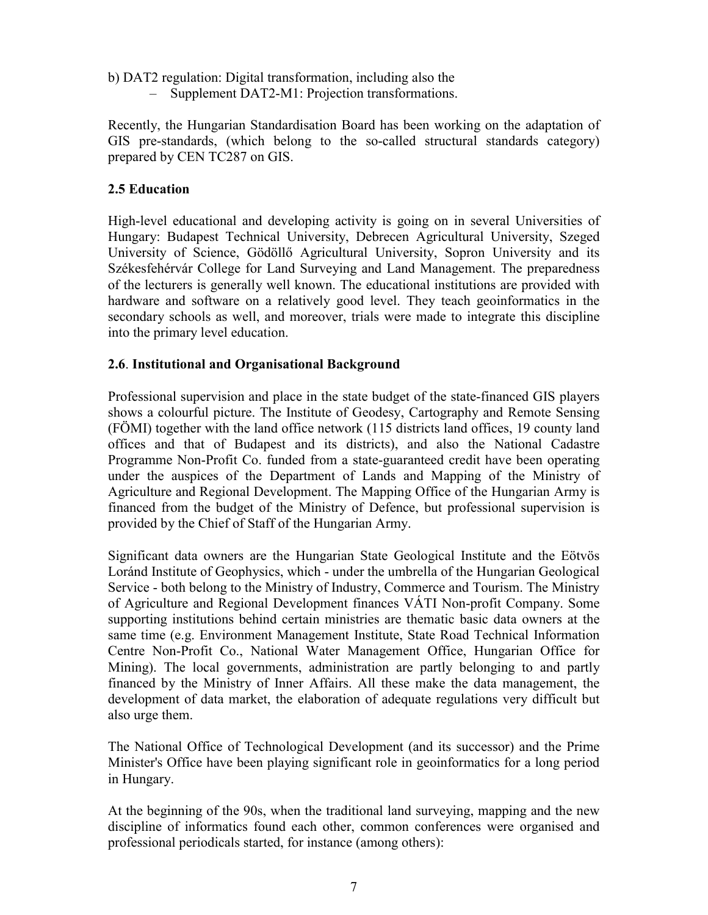b) DAT2 regulation: Digital transformation, including also the

- Supplement DAT2-M1: Projection transformations.

Recently, the Hungarian Standardisation Board has been working on the adaptation of GIS pre-standards, (which belong to the so-called structural standards category) prepared by CEN TC287 on GIS.

### 2.5 Education

High-level educational and developing activity is going on in several Universities of Hungary: Budapest Technical University, Debrecen Agricultural University, Szeged University of Science, Gödöllő Agricultural University, Sopron University and its Székesfehérvár College for Land Surveying and Land Management. The preparedness of the lecturers is generally well known. The educational institutions are provided with hardware and software on a relatively good level. They teach geoinformatics in the secondary schools as well, and moreover, trials were made to integrate this discipline into the primary level education.

### 2.6. Institutional and Organisational Background

Professional supervision and place in the state budget of the state-financed GIS players shows a colourful picture. The Institute of Geodesy, Cartography and Remote Sensing (FÖMI) together with the land office network (115 districts land offices, 19 county land offices and that of Budapest and its districts), and also the National Cadastre Programme Non-Profit Co. funded from a state-guaranteed credit have been operating under the auspices of the Department of Lands and Mapping of the Ministry of Agriculture and Regional Development. The Mapping Office of the Hungarian Army is financed from the budget of the Ministry of Defence, but professional supervision is provided by the Chief of Staff of the Hungarian Army.

Significant data owners are the Hungarian State Geological Institute and the Eötvös Loránd Institute of Geophysics, which - under the umbrella of the Hungarian Geological Service - both belong to the Ministry of Industry, Commerce and Tourism. The Ministry of Agriculture and Regional Development finances VÁTI Non-profit Company. Some supporting institutions behind certain ministries are thematic basic data owners at the same time (e.g. Environment Management Institute, State Road Technical Information Centre Non-Profit Co., National Water Management Office, Hungarian Office for Mining). The local governments, administration are partly belonging to and partly financed by the Ministry of Inner Affairs. All these make the data management, the development of data market, the elaboration of adequate regulations very difficult but also urge them.

The National Office of Technological Development (and its successor) and the Prime Minister's Office have been playing significant role in geoinformatics for a long period in Hungary.

At the beginning of the 90s, when the traditional land surveying, mapping and the new discipline of informatics found each other, common conferences were organised and professional periodicals started, for instance (among others):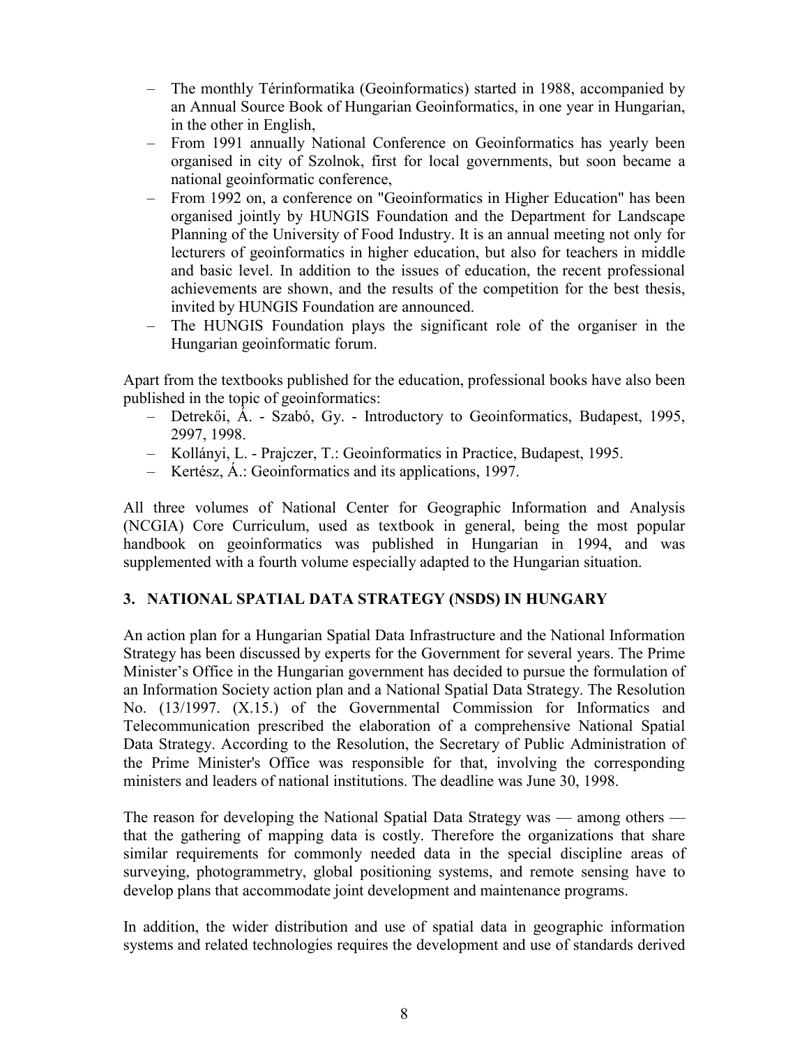- The monthly Térinformatika (Geoinformatics) started in 1988, accompanied by an Annual Source Book of Hungarian Geoinformatics, in one year in Hungarian, in the other in English,
- From 1991 annually National Conference on Geoinformatics has yearly been organised in city of Szolnok, first for local governments, but soon became a national geoinformatic conference,
- From 1992 on, a conference on "Geoinformatics in Higher Education" has been organised jointly by HUNGIS Foundation and the Department for Landscape Planning of the University of Food Industry. It is an annual meeting not only for lecturers of geoinformatics in higher education, but also for teachers in middle and basic level. In addition to the issues of education, the recent professional achievements are shown, and the results of the competition for the best thesis, invited by HUNGIS Foundation are announced.
- The HUNGIS Foundation plays the significant role of the organiser in the Hungarian geoinformatic forum.

Apart from the textbooks published for the education, professional books have also been published in the topic of geoinformatics:

- Detrekői, Á. - Szabó, Gy. - Introductory to Geoinformatics, Budapest, 1995, 2997, 1998.
- Kollányi, L. - Prajczer, T.: Geoinformatics in Practice, Budapest, 1995.
- Kertész, Á.: Geoinformatics and its applications, 1997.

All three volumes of National Center for Geographic Information and Analysis (NCGIA) Core Curriculum, used as textbook in general, being the most popular handbook on geoinformatics was published in Hungarian in 1994, and was supplemented with a fourth volume especially adapted to the Hungarian situation.

## 3. NATIONAL SPATIAL DATA STRATEGY (NSDS) IN HUNGARY

An action plan for a Hungarian Spatial Data Infrastructure and the National Information Strategy has been discussed by experts for the Government for several years. The Prime Minister's Office in the Hungarian government has decided to pursue the formulation of an Information Society action plan and a National Spatial Data Strategy. The Resolution No. (13/1997. (X.15.) of the Governmental Commission for Informatics and Telecommunication prescribed the elaboration of a comprehensive National Spatial Data Strategy. According to the Resolution, the Secretary of Public Administration of the Prime Minister's Office was responsible for that, involving the corresponding ministers and leaders of national institutions. The deadline was June 30, 1998.

The reason for developing the National Spatial Data Strategy was — among others — that the gathering of mapping data is costly. Therefore the organizations that share similar requirements for commonly needed data in the special discipline areas of surveying, photogrammetry, global positioning systems, and remote sensing have to develop plans that accommodate joint development and maintenance programs.

In addition, the wider distribution and use of spatial data in geographic information systems and related technologies requires the development and use of standards derived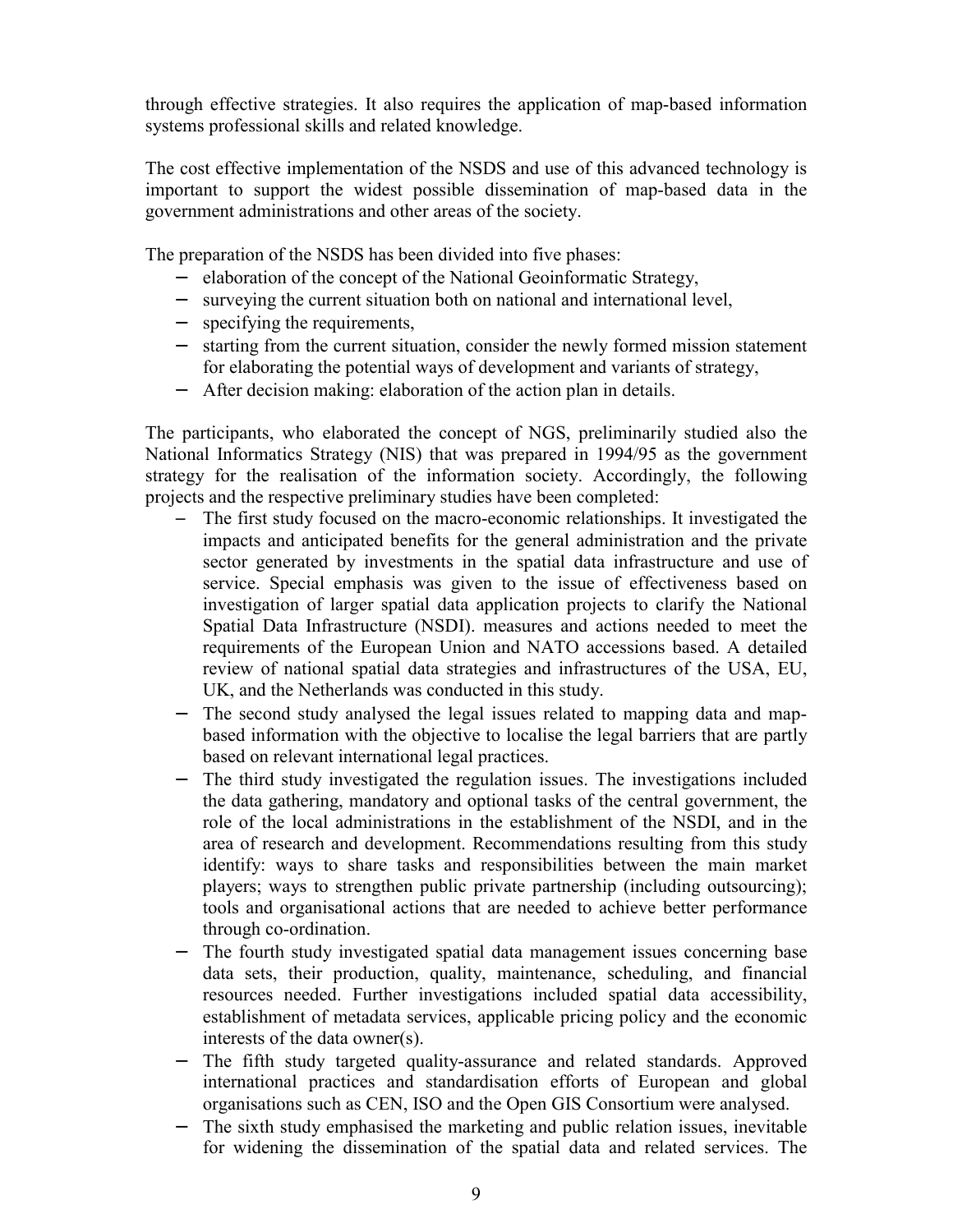through effective strategies. It also requires the application of map-based information systems professional skills and related knowledge.

The cost effective implementation of the NSDS and use of this advanced technology is important to support the widest possible dissemination of map-based data in the government administrations and other areas of the society.

The preparation of the NSDS has been divided into five phases:

- elaboration of the concept of the National Geoinformatic Strategy,
- surveying the current situation both on national and international level,
- specifying the requirements,
- starting from the current situation, consider the newly formed mission statement for elaborating the potential ways of development and variants of strategy,
- After decision making: elaboration of the action plan in details.

The participants, who elaborated the concept of NGS, preliminarily studied also the National Informatics Strategy (NIS) that was prepared in 1994/95 as the government strategy for the realisation of the information society. Accordingly, the following projects and the respective preliminary studies have been completed:

- The first study focused on the macro-economic relationships. It investigated the impacts and anticipated benefits for the general administration and the private sector generated by investments in the spatial data infrastructure and use of service. Special emphasis was given to the issue of effectiveness based on investigation of larger spatial data application projects to clarify the National Spatial Data Infrastructure (NSDI). measures and actions needed to meet the requirements of the European Union and NATO accessions based. A detailed review of national spatial data strategies and infrastructures of the USA, EU, UK, and the Netherlands was conducted in this study.
- The second study analysed the legal issues related to mapping data and map-based information with the objective to localise the legal barriers that are partly based on relevant international legal practices.
- The third study investigated the regulation issues. The investigations included the data gathering, mandatory and optional tasks of the central government, the role of the local administrations in the establishment of the NSDI, and in the area of research and development. Recommendations resulting from this study identify: ways to share tasks and responsibilities between the main market players; ways to strengthen public private partnership (including outsourcing); tools and organisational actions that are needed to achieve better performance through co-ordination.
- The fourth study investigated spatial data management issues concerning base data sets, their production, quality, maintenance, scheduling, and financial resources needed. Further investigations included spatial data accessibility, establishment of metadata services, applicable pricing policy and the economic interests of the data owner(s).
- The fifth study targeted quality-assurance and related standards. Approved international practices and standardisation efforts of European and global organisations such as CEN, ISO and the Open GIS Consortium were analysed.
- The sixth study emphasised the marketing and public relation issues, inevitable for widening the dissemination of the spatial data and related services. The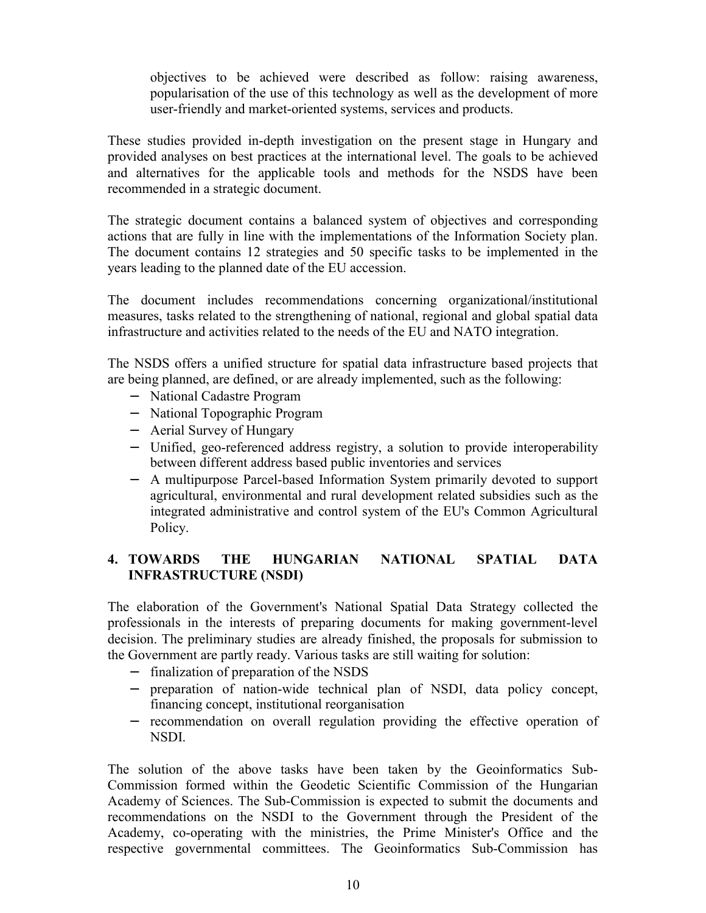objectives to be achieved were described as follow: raising awareness, popularisation of the use of this technology as well as the development of more user-friendly and market-oriented systems, services and products.

These studies provided in-depth investigation on the present stage in Hungary and provided analyses on best practices at the international level. The goals to be achieved and alternatives for the applicable tools and methods for the NSDS have been recommended in a strategic document.

The strategic document contains a balanced system of objectives and corresponding actions that are fully in line with the implementations of the Information Society plan. The document contains 12 strategies and 50 specific tasks to be implemented in the years leading to the planned date of the EU accession.

The document includes recommendations concerning organizational/institutional measures, tasks related to the strengthening of national, regional and global spatial data infrastructure and activities related to the needs of the EU and NATO integration.

The NSDS offers a unified structure for spatial data infrastructure based projects that are being planned, are defined, or are already implemented, such as the following:

- National Cadastre Program
- National Topographic Program
- Aerial Survey of Hungary
- Unified, geo-referenced address registry, a solution to provide interoperability between different address based public inventories and services
- A multipurpose Parcel-based Information System primarily devoted to support agricultural, environmental and rural development related subsidies such as the integrated administrative and control system of the EU's Common Agricultural Policy.

## 4. TOWARDS THE HUNGARIAN NATIONAL SPATIAL DATA INFRASTRUCTURE (NSDI)

The elaboration of the Government's National Spatial Data Strategy collected the professionals in the interests of preparing documents for making government-level decision. The preliminary studies are already finished, the proposals for submission to the Government are partly ready. Various tasks are still waiting for solution:

- finalization of preparation of the NSDS
- preparation of nation-wide technical plan of NSDI, data policy concept, financing concept, institutional reorganisation
- recommendation on overall regulation providing the effective operation of NSDI.

The solution of the above tasks have been taken by the Geoinformatics Sub-Commission formed within the Geodetic Scientific Commission of the Hungarian Academy of Sciences. The Sub-Commission is expected to submit the documents and recommendations on the NSDI to the Government through the President of the Academy, co-operating with the ministries, the Prime Minister's Office and the respective governmental committees. The Geoinformatics Sub-Commission has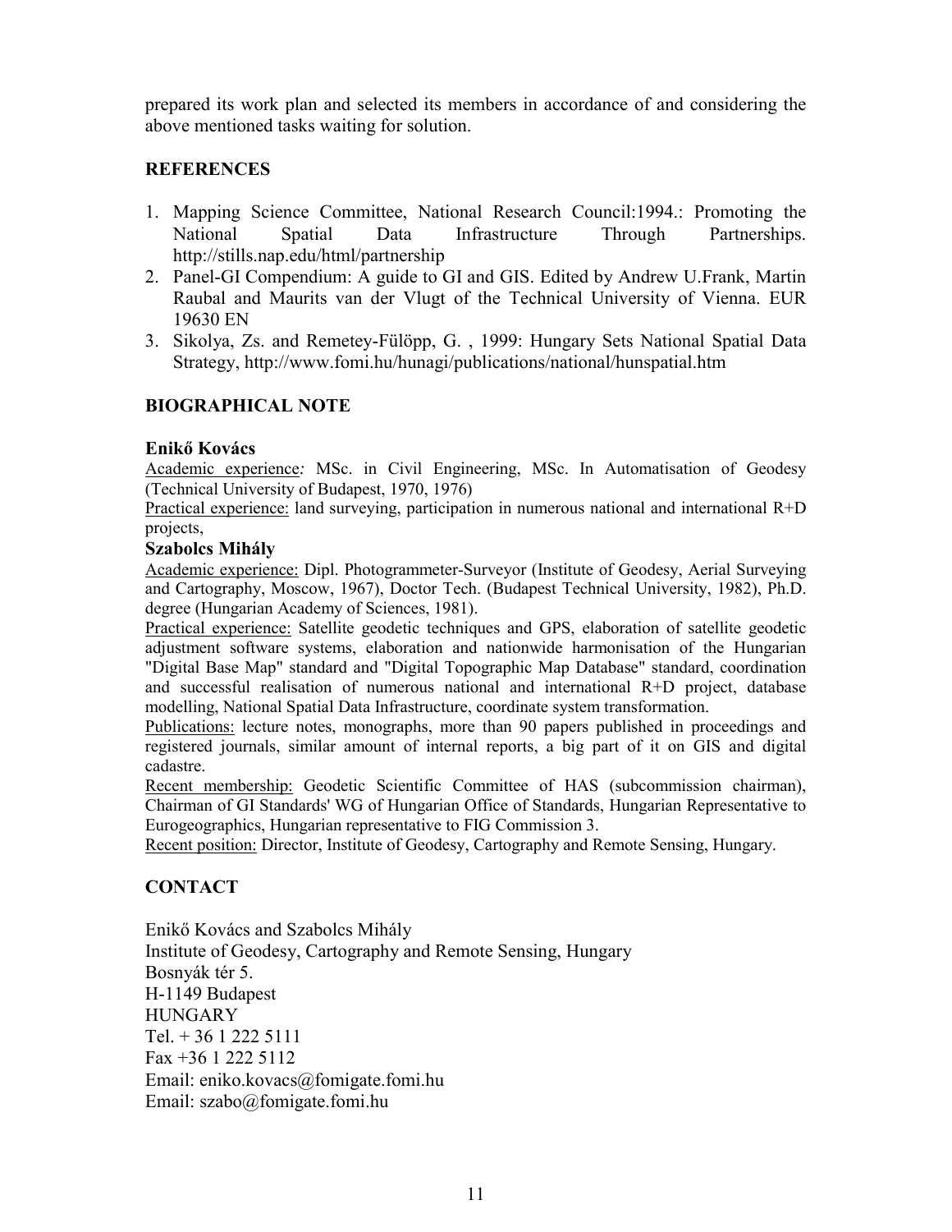prepared its work plan and selected its members in accordance of and considering the above mentioned tasks waiting for solution.

## REFERENCES

1. Mapping Science Committee, National Research Council:1994.: Promoting the National Spatial Data Infrastructure Through Partnerships. http://stills.nap.edu/html/partnership
2. Panel-GI Compendium: A guide to GI and GIS. Edited by Andrew U.Frank, Martin Raubal and Maurits van der Vlugt of the Technical University of Vienna. EUR 19630 EN
3. Sikolya, Zs. and Remetey-Fülöpp, G. , 1999: Hungary Sets National Spatial Data Strategy, http://www.fomi.hu/hunagi/publications/national/hunspatial.htm

## BIOGRAPHICAL NOTE

**Enikő Kovács**

Academic experience*:* MSc. in Civil Engineering, MSc. In Automatisation of Geodesy (Technical University of Budapest, 1970, 1976)

Practical experience: land surveying, participation in numerous national and international R+D projects,

**Szabolcs Mihály**

Academic experience: Dipl. Photogrammeter-Surveyor (Institute of Geodesy, Aerial Surveying and Cartography, Moscow, 1967), Doctor Tech. (Budapest Technical University, 1982), Ph.D. degree (Hungarian Academy of Sciences, 1981).

Practical experience: Satellite geodetic techniques and GPS, elaboration of satellite geodetic adjustment software systems, elaboration and nationwide harmonisation of the Hungarian "Digital Base Map" standard and "Digital Topographic Map Database" standard, coordination and successful realisation of numerous national and international R+D project, database modelling, National Spatial Data Infrastructure, coordinate system transformation.

Publications: lecture notes, monographs, more than 90 papers published in proceedings and registered journals, similar amount of internal reports, a big part of it on GIS and digital cadastre.

Recent membership: Geodetic Scientific Committee of HAS (subcommission chairman), Chairman of GI Standards' WG of Hungarian Office of Standards, Hungarian Representative to Eurogeographics, Hungarian representative to FIG Commission 3.

Recent position: Director, Institute of Geodesy, Cartography and Remote Sensing, Hungary.

## CONTACT

Enikő Kovács and Szabolcs Mihály
Institute of Geodesy, Cartography and Remote Sensing, Hungary
Bosnyák tér 5.
H-1149 Budapest
HUNGARY
Tel. + 36 1 222 5111
Fax +36 1 222 5112
Email: eniko.kovacs@fomigate.fomi.hu
Email: szabo@fomigate.fomi.hu